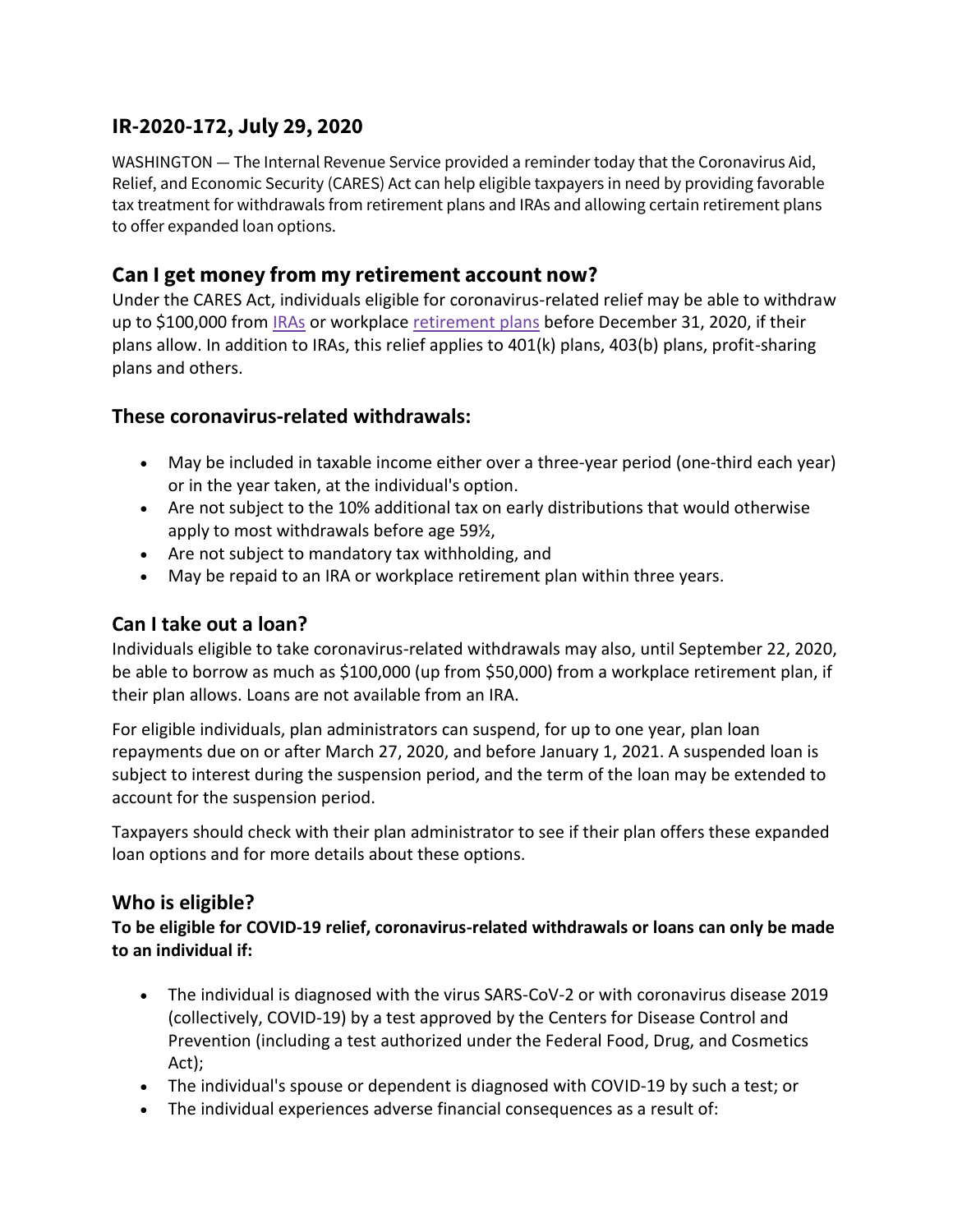## IR-2020-172, July 29, 2020

WASHINGTON — The Internal Revenue Service provided a reminder today that the Coronavirus Aid, Relief, and Economic Security (CARES) Act can help eligible taxpayers in need by providing favorable tax treatment for withdrawals from retirement plans and IRAs and allowing certain retirement plans to offer expanded loan options.

## Can I get money from my retirement account now?

Under the CARES Act, individuals eligible for coronavirus-related relief may be able to withdraw up to $100,000 from IRAs or workplace retirement plans before December 31, 2020, if their plans allow. In addition to IRAs, this relief applies to 401(k) plans, 403(b) plans, profit-sharing plans and others.

## These coronavirus-related withdrawals:

- May be included in taxable income either over a three-year period (one-third each year) or in the year taken, at the individual's option.
- Are not subject to the 10% additional tax on early distributions that would otherwise apply to most withdrawals before age 59½,
- Are not subject to mandatory tax withholding, and
- May be repaid to an IRA or workplace retirement plan within three years.

## Can I take out a loan?

Individuals eligible to take coronavirus-related withdrawals may also, until September 22, 2020, be able to borrow as much as $100,000 (up from $50,000) from a workplace retirement plan, if their plan allows. Loans are not available from an IRA.

For eligible individuals, plan administrators can suspend, for up to one year, plan loan repayments due on or after March 27, 2020, and before January 1, 2021. A suspended loan is subject to interest during the suspension period, and the term of the loan may be extended to account for the suspension period.

Taxpayers should check with their plan administrator to see if their plan offers these expanded loan options and for more details about these options.

## Who is eligible?

**To be eligible for COVID-19 relief, coronavirus-related withdrawals or loans can only be made to an individual if:**

- The individual is diagnosed with the virus SARS-CoV-2 or with coronavirus disease 2019 (collectively, COVID-19) by a test approved by the Centers for Disease Control and Prevention (including a test authorized under the Federal Food, Drug, and Cosmetics Act);
- The individual's spouse or dependent is diagnosed with COVID-19 by such a test; or
- The individual experiences adverse financial consequences as a result of: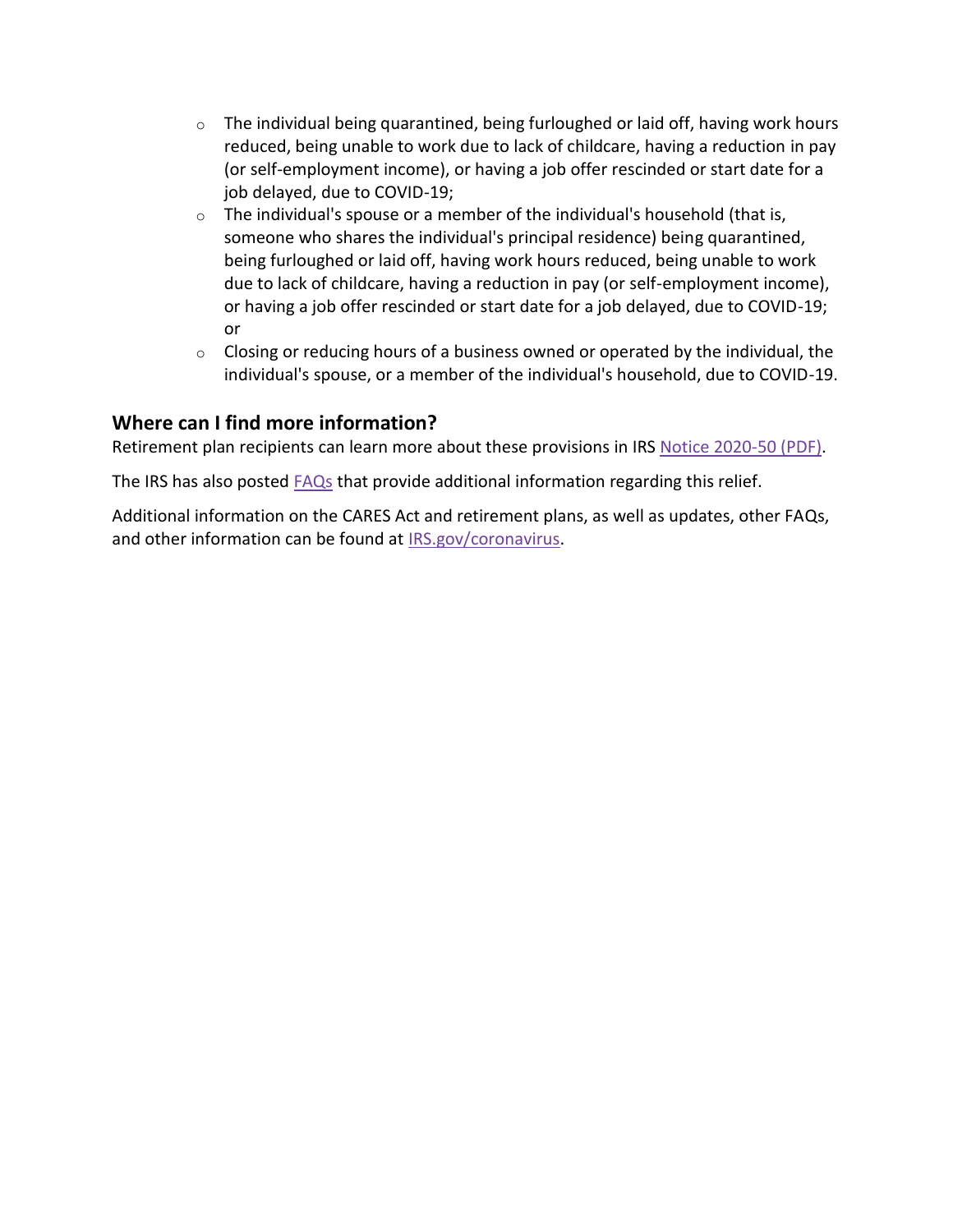- The individual being quarantined, being furloughed or laid off, having work hours reduced, being unable to work due to lack of childcare, having a reduction in pay (or self-employment income), or having a job offer rescinded or start date for a job delayed, due to COVID-19;
- The individual's spouse or a member of the individual's household (that is, someone who shares the individual's principal residence) being quarantined, being furloughed or laid off, having work hours reduced, being unable to work due to lack of childcare, having a reduction in pay (or self-employment income), or having a job offer rescinded or start date for a job delayed, due to COVID-19; or
- Closing or reducing hours of a business owned or operated by the individual, the individual's spouse, or a member of the individual's household, due to COVID-19.

## Where can I find more information?

Retirement plan recipients can learn more about these provisions in IRS Notice 2020-50 (PDF).

The IRS has also posted FAQs that provide additional information regarding this relief.

Additional information on the CARES Act and retirement plans, as well as updates, other FAQs, and other information can be found at IRS.gov/coronavirus.